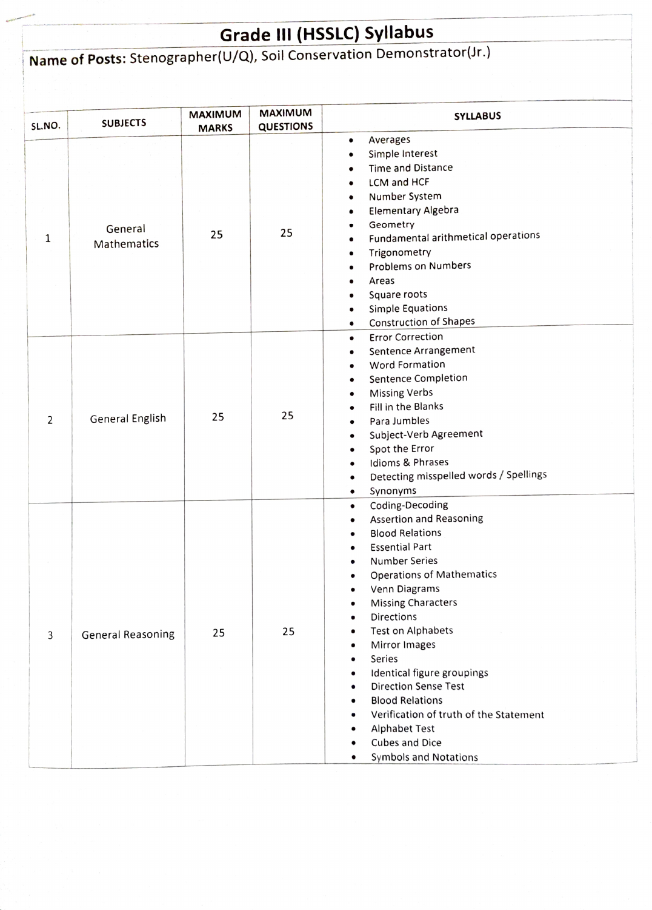# Grade III (HSSLC) Syllabus

**Name of Posts:** Stenographer(U/Q), Soil Conservation Demonstrator(Jr.)

| SL.NO. | SUBJECTS | MAXIMUM MARKS | MAXIMUM QUESTIONS | SYLLABUS |
|---|---|---|---|---|
| 1 | General Mathematics | 25 | 25 | • Averages<br>• Simple Interest<br>• Time and Distance<br>• LCM and HCF<br>• Number System<br>• Elementary Algebra<br>• Geometry<br>• Fundamental arithmetical operations<br>• Trigonometry<br>• Problems on Numbers<br>• Areas<br>• Square roots<br>• Simple Equations<br>• Construction of Shapes |
| 2 | General English | 25 | 25 | • Error Correction<br>• Sentence Arrangement<br>• Word Formation<br>• Sentence Completion<br>• Missing Verbs<br>• Fill in the Blanks<br>• Para Jumbles<br>• Subject-Verb Agreement<br>• Spot the Error<br>• Idioms & Phrases<br>• Detecting misspelled words / Spellings<br>• Synonyms |
| 3 | General Reasoning | 25 | 25 | • Coding-Decoding<br>• Assertion and Reasoning<br>• Blood Relations<br>• Essential Part<br>• Number Series<br>• Operations of Mathematics<br>• Venn Diagrams<br>• Missing Characters<br>• Directions<br>• Test on Alphabets<br>• Mirror Images<br>• Series<br>• Identical figure groupings<br>• Direction Sense Test<br>• Blood Relations<br>• Verification of truth of the Statement<br>• Alphabet Test<br>• Cubes and Dice<br>• Symbols and Notations |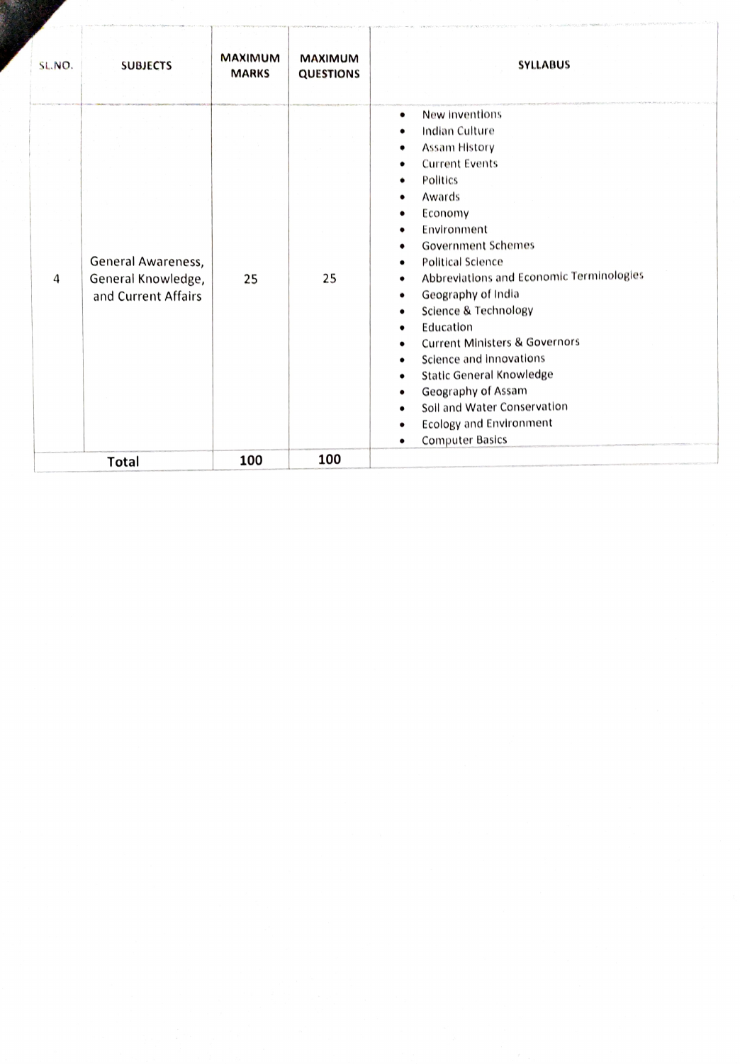| SL.NO. | SUBJECTS | MAXIMUM MARKS | MAXIMUM QUESTIONS | SYLLABUS |
|---|---|---|---|---|
| 4 | General Awareness, General Knowledge, and Current Affairs | 25 | 25 | • New inventions<br>• Indian Culture<br>• Assam History<br>• Current Events<br>• Politics<br>• Awards<br>• Economy<br>• Environment<br>• Government Schemes<br>• Political Science<br>• Abbreviations and Economic Terminologies<br>• Geography of India<br>• Science & Technology<br>• Education<br>• Current Ministers & Governors<br>• Science and Innovations<br>• Static General Knowledge<br>• Geography of Assam<br>• Soil and Water Conservation<br>• Ecology and Environment<br>• Computer Basics |
| **Total** | | **100** | **100** | |